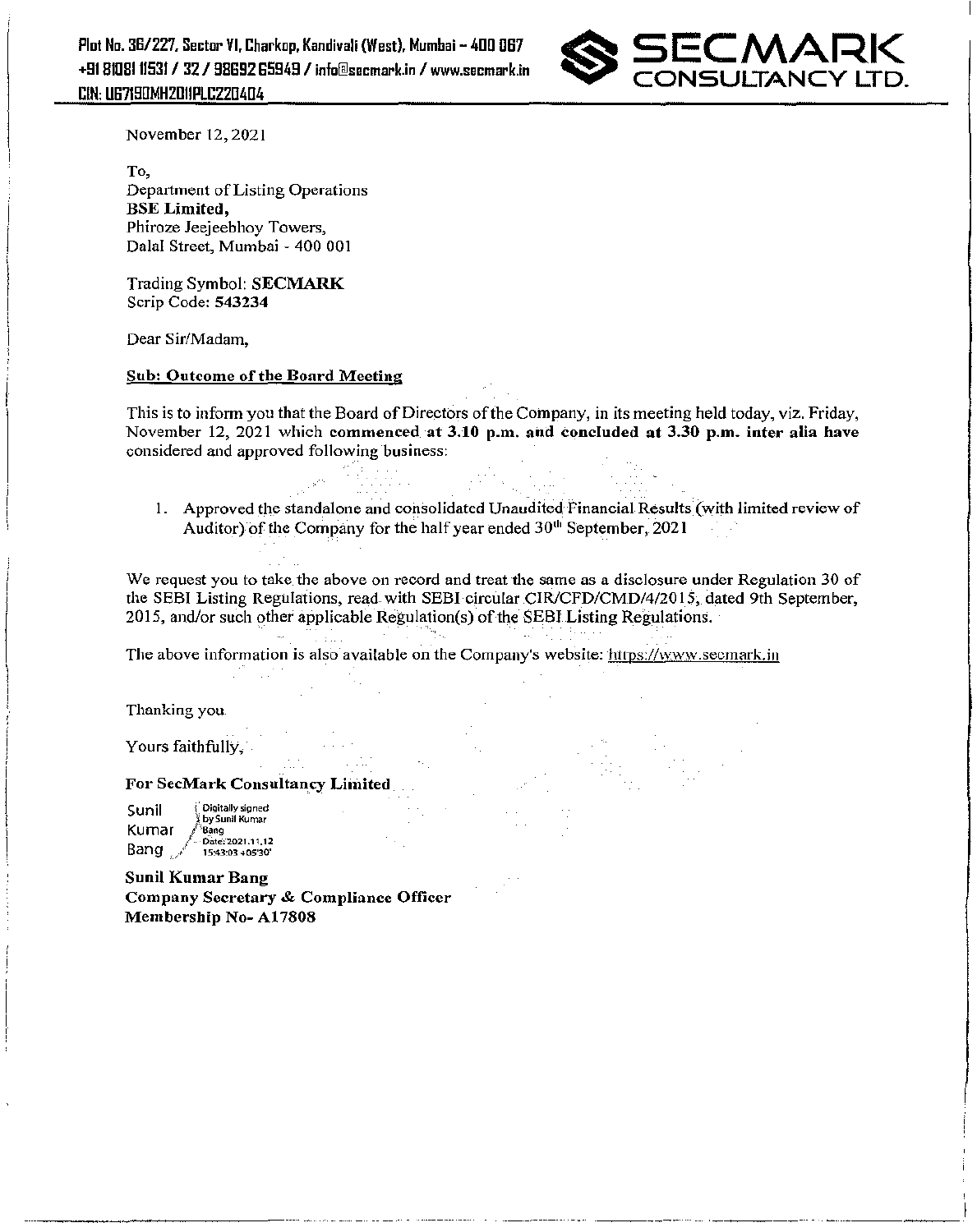Plot No. 36/227, Sector VI, Charkop, Kandivali (West), Mumbai – 400 067
+91 81081 11531 / 32 / 98692 65949 / info@secmark.in / www.secmark.in
CIN: U67190MH2011PLC220404

**SECMARK CONSULTANCY LTD.**

November 12, 2021

To,
Department of Listing Operations
**BSE Limited,**
Phiroze Jeejeebhoy Towers,
Dalal Street, Mumbai - 400 001

Trading Symbol: **SECMARK**
Scrip Code: **543234**

Dear Sir/Madam,

**Sub: Outcome of the Board Meeting**

This is to inform you that the Board of Directors of the Company, in its meeting held today, viz. Friday, November 12, 2021 which **commenced at 3.10 p.m. and concluded at 3.30 p.m. inter alia have** considered and approved following business:

1. Approved the standalone and consolidated Unaudited Financial Results (with limited review of Auditor) of the Company for the half year ended 30th September, 2021

We request you to take the above on record and treat the same as a disclosure under Regulation 30 of the SEBI Listing Regulations, read with SEBI circular CIR/CFD/CMD/4/2015, dated 9th September, 2015, and/or such other applicable Regulation(s) of the SEBI Listing Regulations.

The above information is also available on the Company's website: https://www.secmark.in

Thanking you

Yours faithfully,

**For SecMark Consultancy Limited**

Sunil Kumar Bang
Digitally signed by Sunil Kumar Bang
Date: 2021.11.12 15:43:03 +05'30'

**Sunil Kumar Bang**
**Company Secretary & Compliance Officer**
**Membership No- A17808**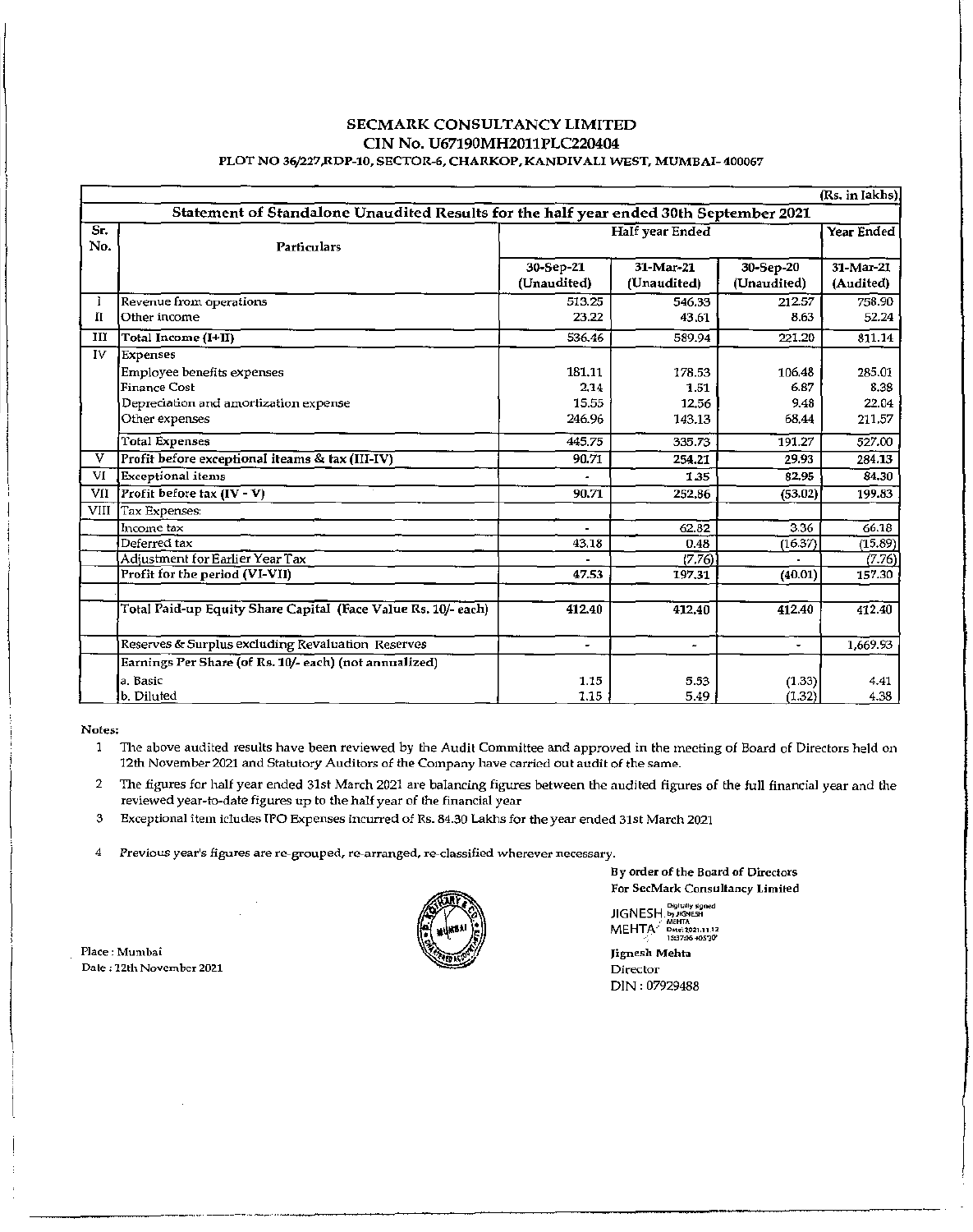# SECMARK CONSULTANCY LIMITED

## CIN No. U67190MH2011PLC220404

PLOT NO 36/227,RDP-10, SECTOR-6, CHARKOP, KANDIVALI WEST, MUMBAI- 400067

(Rs. in lakhs)

**Statement of Standalone Unaudited Results for the half year ended 30th September 2021**

| Sr. No. | Particulars | Half year Ended | | | Year Ended |
|---|---|---|---|---|---|
| | | 30-Sep-21 (Unaudited) | 31-Mar-21 (Unaudited) | 30-Sep-20 (Unaudited) | 31-Mar-21 (Audited) |
| I | Revenue from operations | 513.25 | 546.33 | 212.57 | 758.90 |
| II | Other income | 23.22 | 43.61 | 8.63 | 52.24 |
| III | Total Income (I+II) | 536.46 | 589.94 | 221.20 | 811.14 |
| IV | Expenses | | | | |
| | Employee benefits expenses | 181.11 | 178.53 | 106.48 | 285.01 |
| | Finance Cost | 2.14 | 1.51 | 6.87 | 8.38 |
| | Depreciation and amortization expense | 15.55 | 12.56 | 9.48 | 22.04 |
| | Other expenses | 246.96 | 143.13 | 68.44 | 211.57 |
| | Total Expenses | 445.75 | 335.73 | 191.27 | 527.00 |
| V | Profit before exceptional iteams & tax (III-IV) | 90.71 | 254.21 | 29.93 | 284.13 |
| VI | Exceptional items | - | 1.35 | 82.95 | 84.30 |
| VII | Profit before tax (IV - V) | 90.71 | 252.86 | (53.02) | 199.83 |
| VIII | Tax Expenses: | | | | |
| | Income tax | - | 62.82 | 3.36 | 66.18 |
| | Deferred tax | 43.18 | 0.48 | (16.37) | (15.89) |
| | Adjustment for Earlier Year Tax | - | (7.76) | - | (7.76) |
| | Profit for the period (VI-VII) | 47.53 | 197.31 | (40.01) | 157.30 |
| | | | | | |
| | Total Paid-up Equity Share Capital (Face Value Rs. 10/- each) | 412.40 | 412.40 | 412.40 | 412.40 |
| | Reserves & Surplus excluding Revaluation Reserves | - | - | - | 1,669.93 |
| | Earnings Per Share (of Rs. 10/- each) (not annualized) | | | | |
| | a. Basic | 1.15 | 5.53 | (1.33) | 4.41 |
| | b. Diluted | 1.15 | 5.49 | (1.32) | 4.38 |

Notes:

1. The above audited results have been reviewed by the Audit Committee and approved in the meeting of Board of Directors held on 12th November 2021 and Statutory Auditors of the Company have carried out audit of the same.
2. The figures for half year ended 31st March 2021 are balancing figures between the audited figures of the full financial year and the reviewed year-to-date figures up to the half year of the financial year
3. Exceptional item icludes IPO Expenses incurred of Rs. 84.30 Lakhs for the year ended 31st March 2021
4. Previous year's figures are re-grouped, re-arranged, re-classified wherever necessary.

By order of the Board of Directors
For SecMark Consultancy Limited

JIGNESH MEHTA (Digitally signed by JIGNESH MEHTA Date: 2021.11.12 15:37:06 +05'30')

Jignesh Mehta
Director
DIN : 07929488

Place : Mumbai
Date : 12th November 2021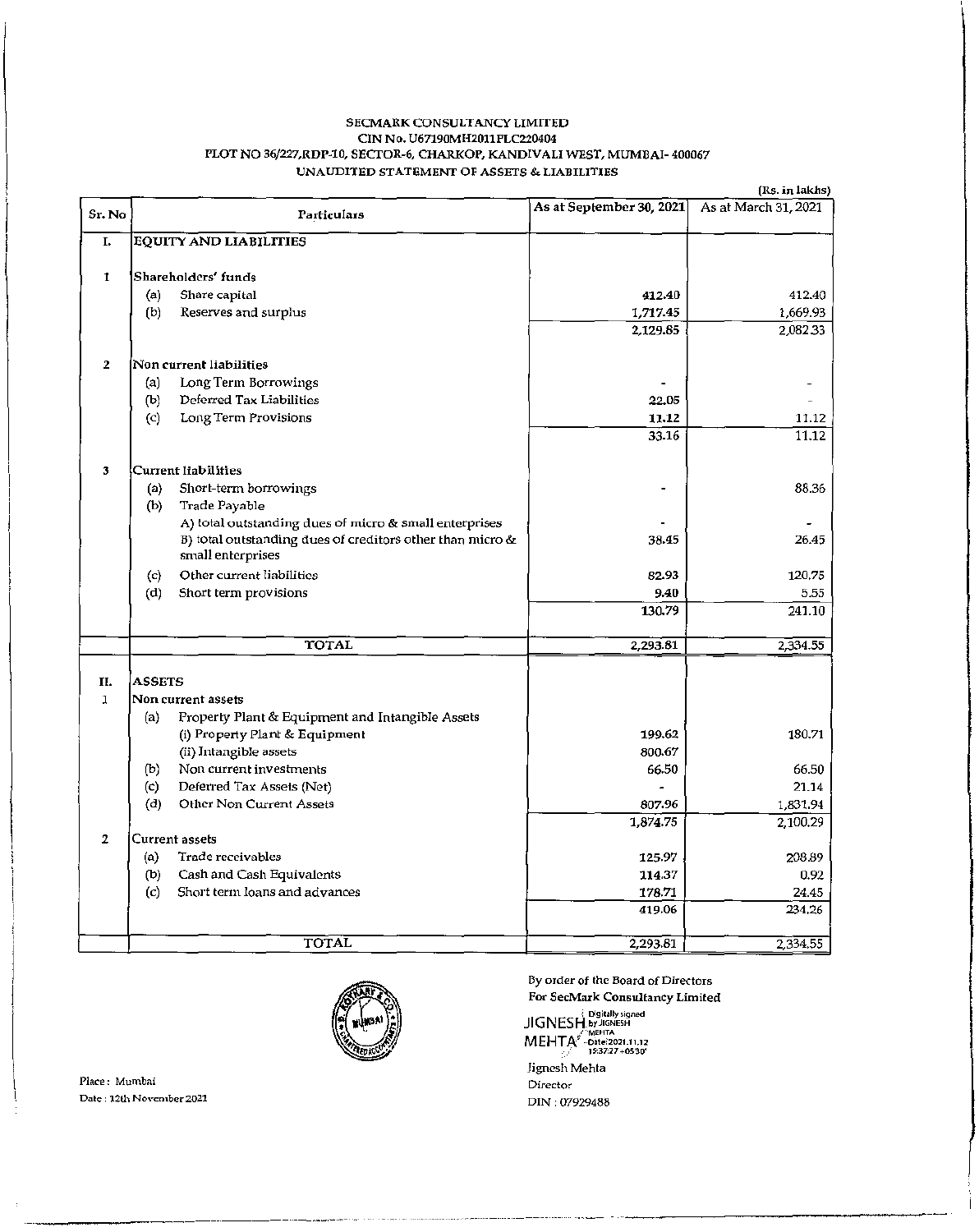SECMARK CONSULTANCY LIMITED
CIN No. U67190MH2011PLC220404
PLOT NO 36/227,RDP-10, SECTOR-6, CHARKOP, KANDIVALI WEST, MUMBAI- 400067
UNAUDITED STATEMENT OF ASSETS & LIABILITIES

(Rs. in lakhs)

| Sr. No | | Particulars | As at September 30, 2021 | As at March 31, 2021 |
|---|---|---|---|---|
| I. | | EQUITY AND LIABILITIES | | |
| 1 | | Shareholders' funds | | |
| | (a) | Share capital | 412.40 | 412.40 |
| | (b) | Reserves and surplus | 1,717.45 | 1,669.93 |
| | | | 2,129.85 | 2,082.33 |
| 2 | | Non current liabilities | | |
| | (a) | Long Term Borrowings | - | - |
| | (b) | Deferred Tax Liabilities | 22.05 | - |
| | (c) | Long Term Provisions | 11.12 | 11.12 |
| | | | 33.16 | 11.12 |
| 3 | | Current liabilities | | |
| | (a) | Short-term borrowings | - | 88.36 |
| | (b) | Trade Payable | | |
| | | A) total outstanding dues of micro & small enterprises | - | - |
| | | B) total outstanding dues of creditors other than micro & small enterprises | 38.45 | 26.45 |
| | (c) | Other current liabilities | 82.93 | 120.75 |
| | (d) | Short term provisions | 9.40 | 5.55 |
| | | | 130.79 | 241.10 |
| | | TOTAL | 2,293.81 | 2,334.55 |
| II. | | ASSETS | | |
| 1 | | Non current assets | | |
| | (a) | Property Plant & Equipment and Intangible Assets | | |
| | | (i) Property Plant & Equipment | 199.62 | 180.71 |
| | | (ii) Intangible assets | 800.67 | |
| | (b) | Non current investments | 66.50 | 66.50 |
| | (c) | Deferred Tax Assets (Net) | - | 21.14 |
| | (d) | Other Non Current Assets | 807.96 | 1,831.94 |
| | | | 1,874.75 | 2,100.29 |
| 2 | | Current assets | | |
| | (a) | Trade receivables | 125.97 | 208.89 |
| | (b) | Cash and Cash Equivalents | 114.37 | 0.92 |
| | (c) | Short term loans and advances | 178.71 | 24.45 |
| | | | 419.06 | 234.26 |
| | | TOTAL | 2,293.81 | 2,334.55 |

By order of the Board of Directors
For SecMark Consultancy Limited

JIGNESH MEHTA Digitally signed by JIGNESH MEHTA Date: 2021.11.12 15:37:27 +05'30'

Jignesh Mehta
Director
DIN : 07929488

Place : Mumbai
Date : 12th November 2021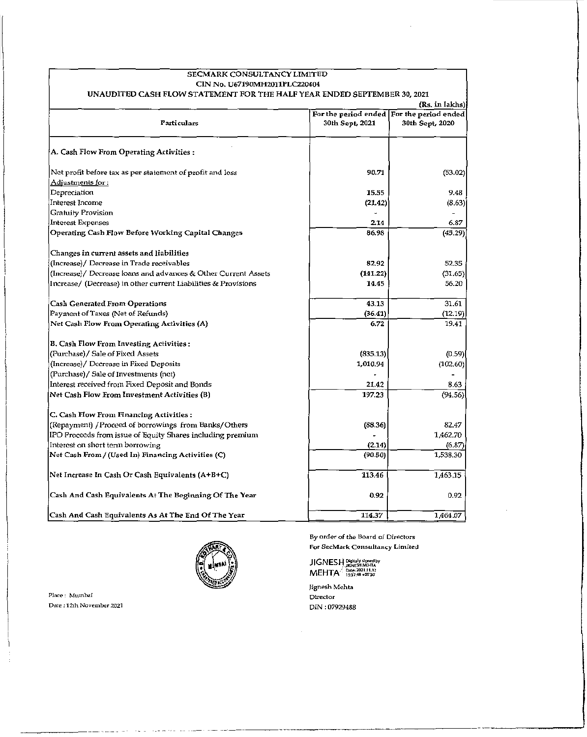| SECMARK CONSULTANCY LIMITED<br>CIN No. U67190MH2011PLC220404<br>UNAUDITED CASH FLOW STATEMENT FOR THE HALF YEAR ENDED SEPTEMBER 30, 2021 | | |
|---|---|---|
| | | (Rs. in lakhs) |
| **Particulars** | **For the period ended 30th Sept, 2021** | **For the period ended 30th Sept, 2020** |
| A. Cash Flow From Operating Activities : | | |
| Net profit before tax as per statement of profit and loss | 90.71 | (53.02) |
| Adjustments for : | | |
| Depreciation | 15.55 | 9.48 |
| Interest Income | (21.42) | (8.63) |
| Gratuity Provision | - | - |
| Interest Expenses | 2.14 | 6.87 |
| Operating Cash Flow Before Working Capital Changes | 86.98 | (45.29) |
| Changes in current assets and liabilities | | |
| (Increase)/ Decrease in Trade receivables | 82.92 | 52.35 |
| (Increase)/ Decrease loans and advances & Other Current Assets | (141.22) | (31.65) |
| Increase/ (Decrease) in other current Liabilities & Provisions | 14.45 | 56.20 |
| Cash Generated From Operations | 43.13 | 31.61 |
| Payment of Taxes (Net of Refunds) | (36.41) | (12.19) |
| Net Cash Flow From Operating Activities (A) | 6.72 | 19.41 |
| B. Cash Flow From Investing Activities : | | |
| (Purchase)/ Sale of Fixed Assets | (835.13) | (0.59) |
| (Increase)/ Decrease in Fixed Deposits | 1,010.94 | (102.60) |
| (Purchase)/ Sale of Investments (net) | - | - |
| Interest received from Fixed Deposit and Bonds | 21.42 | 8.63 |
| Net Cash Flow From Investment Activities (B) | 197.23 | (94.56) |
| C. Cash Flow From Financing Activities : | | |
| (Repayment) /Proceed of borrowings from Banks/Others | (88.36) | 82.47 |
| IPO Proceeds from issue of Equity Shares including premium | - | 1,462.70 |
| Interest on short term borrowing | (2.14) | (6.87) |
| Net Cash From / (Used In) Financing Activities (C) | (90.50) | 1,538.30 |
| Net Increase In Cash Or Cash Equivalents (A+B+C) | 113.46 | 1,463.15 |
| Cash And Cash Equivalents At The Beginning Of The Year | 0.92 | 0.92 |
| Cash And Cash Equivalents As At The End Of The Year | 114.37 | 1,464.07 |

By order of the Board of Directors
For SecMark Consultancy Limited

JIGNESH MEHTA (Digitally signed by JIGNESH MEHTA Date: 2021.11.12 15:37:48 +05'30')

Jignesh Mehta
Director
DIN : 07929488

Place : Mumbai
Date : 12th November 2021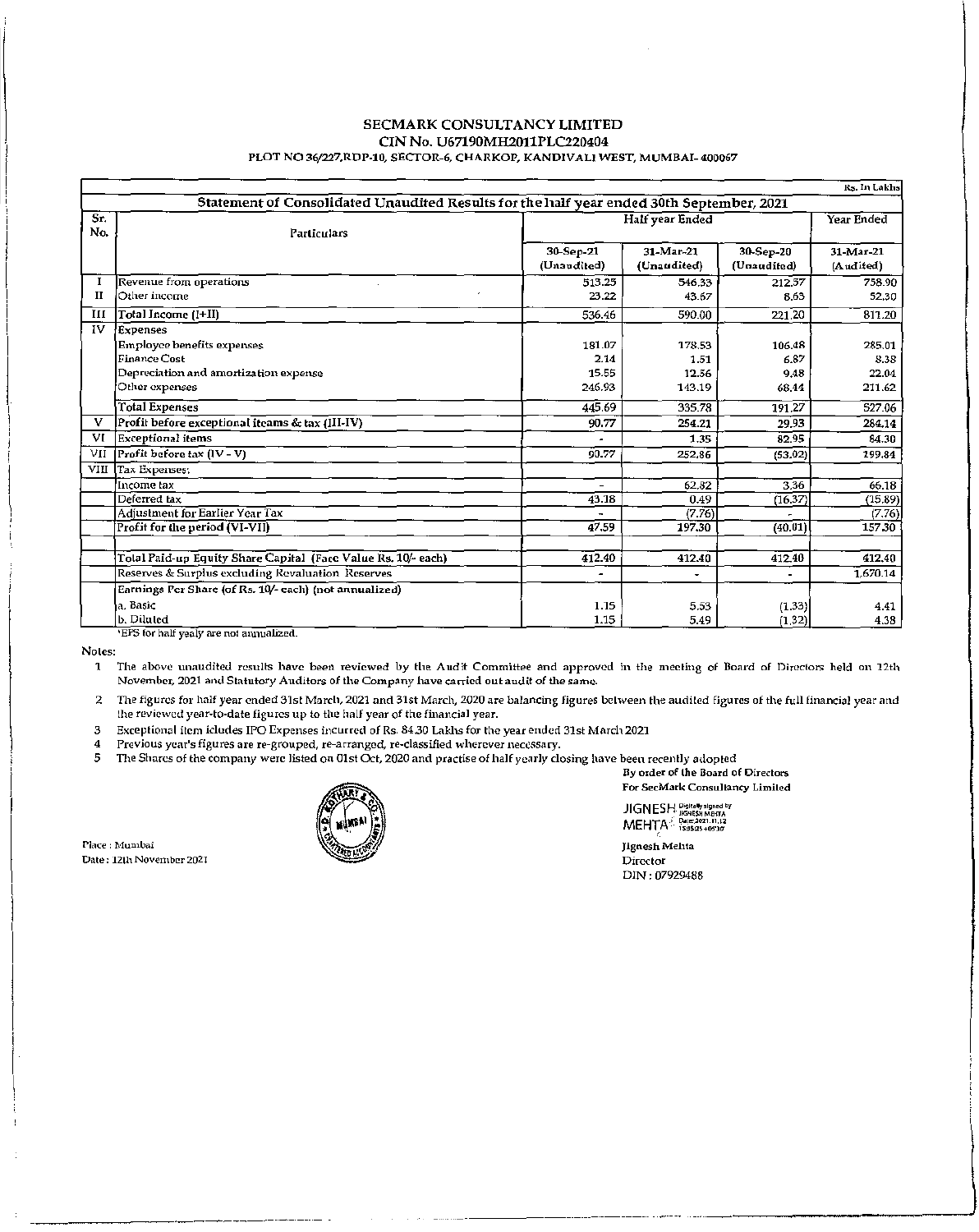# SECMARK CONSULTANCY LIMITED

**CIN No. U67190MH2011PLC220404**

PLOT NO 36/227,RDP-10, SECTOR-6, CHARKOP, KANDIVALI WEST, MUMBAI- 400067

Rs. In Lakhs

**Statement of Consolidated Unaudited Results for the half year ended 30th September, 2021**

| Sr. No. | Particulars | Half year Ended | | | Year Ended |
|---|---|---|---|---|---|
| | | 30-Sep-21 (Unaudited) | 31-Mar-21 (Unaudited) | 30-Sep-20 (Unaudited) | 31-Mar-21 (Audited) |
| I | Revenue from operations | 513.25 | 546.33 | 212.57 | 758.90 |
| II | Other income | 23.22 | 43.67 | 8.63 | 52.30 |
| III | Total Income (I+II) | 536.46 | 590.00 | 221.20 | 811.20 |
| IV | Expenses | | | | |
| | Employee benefits expenses | 181.07 | 178.53 | 106.48 | 285.01 |
| | Finance Cost | 2.14 | 1.51 | 6.87 | 8.38 |
| | Depreciation and amortization expense | 15.55 | 12.56 | 9.48 | 22.04 |
| | Other expenses | 246.93 | 143.19 | 68.44 | 211.62 |
| | Total Expenses | 445.69 | 335.78 | 191.27 | 527.06 |
| V | Profit before exceptional iteams & tax (III-IV) | 90.77 | 254.21 | 29.93 | 284.14 |
| VI | Exceptional items | - | 1.35 | 82.95 | 84.30 |
| VII | Profit before tax (IV - V) | 90.77 | 252.86 | (53.02) | 199.84 |
| VIII | Tax Expenses: | | | | |
| | Income tax | - | 62.82 | 3.36 | 66.18 |
| | Deferred tax | 43.18 | 0.49 | (16.37) | (15.89) |
| | Adjustment for Earlier Year Tax | - | (7.76) | - | (7.76) |
| | Profit for the period (VI-VII) | 47.59 | 197.30 | (40.01) | 157.30 |
| | | | | | |
| | Total Paid-up Equity Share Capital (Face Value Rs. 10/- each) | 412.40 | 412.40 | 412.40 | 412.40 |
| | Reserves & Surplus excluding Revaluation Reserves | - | - | - | 1,670.14 |
| | Earnings Per Share (of Rs. 10/- each) (not annualized) | | | | |
| | a. Basic | 1.15 | 5.53 | (1.33) | 4.41 |
| | b. Diluted | 1.15 | 5.49 | (1.32) | 4.38 |

*EPS for half yealy are not annualized.

Notes:

1. The above unaudited results have been reviewed by the Audit Committee and approved in the meeting of Board of Directors held on 12th November, 2021 and Statutory Auditors of the Company have carried out audit of the same.
2. The figures for half year ended 31st March, 2021 and 31st March, 2020 are balancing figures between the audited figures of the full financial year and the reviewed year-to-date figures up to the half year of the financial year.
3. Exceptional item icludes IPO Expenses incurred of Rs. 84.30 Lakhs for the year ended 31st March 2021
4. Previous year's figures are re-grouped, re-arranged, re-classified wherever necessary.
5. The Shares of the company were listed on 01st Oct, 2020 and practise of half yearly closing have been recently adopted

By order of the Board of Directors
For SecMark Consultancy Limited

JIGNESH MEHTA (Digitally signed by JIGNESH MEHTA Date: 2021.11.12 15:35:35 +05'30')

Jignesh Mehta
Director
DIN : 07929488

Place : Mumbai
Date : 12th November 2021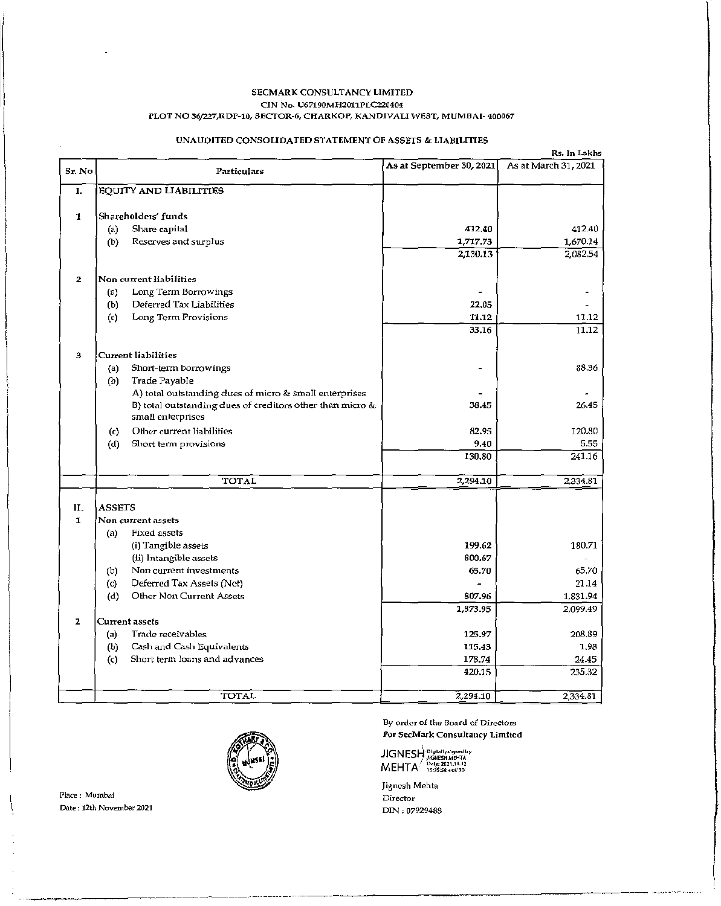SECMARK CONSULTANCY LIMITED

CIN No. U67190MH2011PLC220404

PLOT NO 36/227,RDP-10, SECTOR-6, CHARKOP, KANDIVALI WEST, MUMBAI- 400067

## UNAUDITED CONSOLIDATED STATEMENT OF ASSETS & LIABILITIES

Rs. In Lakhs

| Sr. No | Particulars | As at September 30, 2021 | As at March 31, 2021 |
|---|---|---|---|
| I. | EQUITY AND LIABILITIES | | |
| 1 | Shareholders' funds | | |
| | (a) Share capital | 412.40 | 412.40 |
| | (b) Reserves and surplus | 1,717.73 | 1,670.14 |
| | | 2,130.13 | 2,082.54 |
| 2 | Non current liabilities | | |
| | (a) Long Term Borrowings | - | - |
| | (b) Deferred Tax Liabilities | 22.05 | - |
| | (c) Long Term Provisions | 11.12 | 11.12 |
| | | 33.16 | 11.12 |
| 3 | Current liabilities | | |
| | (a) Short-term borrowings | - | 88.36 |
| | (b) Trade Payable | | |
| | A) total outstanding dues of micro & small enterprises | - | - |
| | B) total outstanding dues of creditors other than micro & small enterprises | 38.45 | 26.45 |
| | (c) Other current liabilities | 82.95 | 120.80 |
| | (d) Short term provisions | 9.40 | 5.55 |
| | | 130.80 | 241.16 |
| | TOTAL | 2,294.10 | 2,334.81 |
| II. | ASSETS | | |
| 1 | Non current assets | | |
| | (a) Fixed assets | | |
| | (i) Tangible assets | 199.62 | 180.71 |
| | (ii) Intangible assets | 800.67 | - |
| | (b) Non current investments | 65.70 | 65.70 |
| | (c) Deferred Tax Assets (Net) | - | 21.14 |
| | (d) Other Non Current Assets | 807.96 | 1,831.94 |
| | | 1,873.95 | 2,099.49 |
| 2 | Current assets | | |
| | (a) Trade receivables | 125.97 | 208.89 |
| | (b) Cash and Cash Equivalents | 115.43 | 1.98 |
| | (c) Short term loans and advances | 178.74 | 24.45 |
| | | 420.15 | 235.32 |
| | TOTAL | 2,294.10 | 2,334.81 |

By order of the Board of Directors
For SecMark Consultancy Limited

JIGNESH MEHTA (Digitally signed by JIGNESH MEHTA Date: 2021.11.12 15:35:56 +05'30')

Jignesh Mehta
Director
DIN : 07929488

Place : Mumbai
Date : 12th November 2021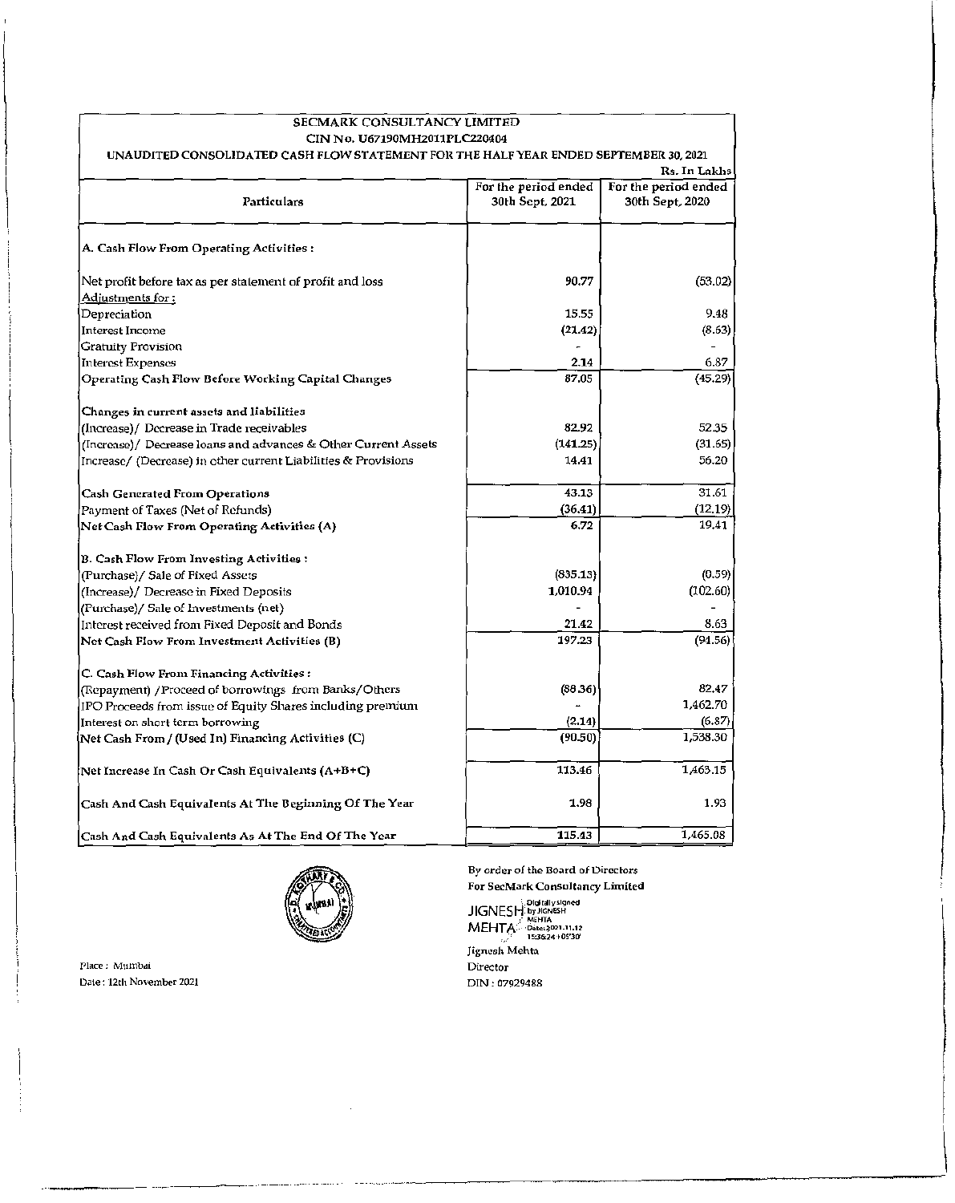| SECMARK CONSULTANCY LIMITED | | |
|---|---|---|
| CIN No. U67190MH2011PLC220404 | | |
| UNAUDITED CONSOLIDATED CASH FLOW STATEMENT FOR THE HALF YEAR ENDED SEPTEMBER 30, 2021 | | |
| | | Rs. In Lakhs |
| Particulars | For the period ended 30th Sept. 2021 | For the period ended 30th Sept, 2020 |
| **A. Cash Flow From Operating Activities :** | | |
| Net profit before tax as per statement of profit and loss | 90.77 | (53.02) |
| Adjustments for : | | |
| Depreciation | 15.55 | 9.48 |
| Interest Income | (21.42) | (8.63) |
| Gratuity Provision | - | - |
| Interest Expenses | 2.14 | 6.87 |
| Operating Cash Flow Before Working Capital Changes | 87.05 | (45.29) |
| **Changes in current assets and liabilities** | | |
| (Increase)/ Decrease in Trade receivables | 82.92 | 52.35 |
| (Increase)/ Decrease loans and advances & Other Current Assets | (141.25) | (31.65) |
| Increase/ (Decrease) in other current Liabilities & Provisions | 14.41 | 56.20 |
| Cash Generated From Operations | 43.13 | 31.61 |
| Payment of Taxes (Net of Refunds) | (36.41) | (12.19) |
| **Net Cash Flow From Operating Activities (A)** | 6.72 | 19.41 |
| **B. Cash Flow From Investing Activities :** | | |
| (Purchase)/ Sale of Fixed Assets | (835.13) | (0.59) |
| (Increase)/ Decrease in Fixed Deposits | 1,010.94 | (102.60) |
| (Purchase)/ Sale of Investments (net) | - | - |
| Interest received from Fixed Deposit and Bonds | 21.42 | 8.63 |
| **Net Cash Flow From Investment Activities (B)** | 197.23 | (94.56) |
| **C. Cash Flow From Financing Activities :** | | |
| (Repayment) /Proceed of borrowings from Banks/Others | (88.36) | 82.47 |
| IPO Proceeds from issue of Equity Shares including premium | - | 1,462.70 |
| Interest on short term borrowing | (2.14) | (6.87) |
| **Net Cash From / (Used In) Financing Activities (C)** | (90.50) | 1,538.30 |
| Net Increase In Cash Or Cash Equivalents (A+B+C) | 113.46 | 1,463.15 |
| Cash And Cash Equivalents At The Beginning Of The Year | 1.98 | 1.93 |
| Cash And Cash Equivalents As At The End Of The Year | 115.43 | 1,465.08 |

By order of the Board of Directors
For SecMark Consultancy Limited

JIGNESH MEHTA (Digitally signed by JIGNESH MEHTA Date: 2021.11.12 15:36:24 +05'30')

Jignesh Mehta
Director
DIN : 07929488

Place : Mumbai
Date : 12th November 2021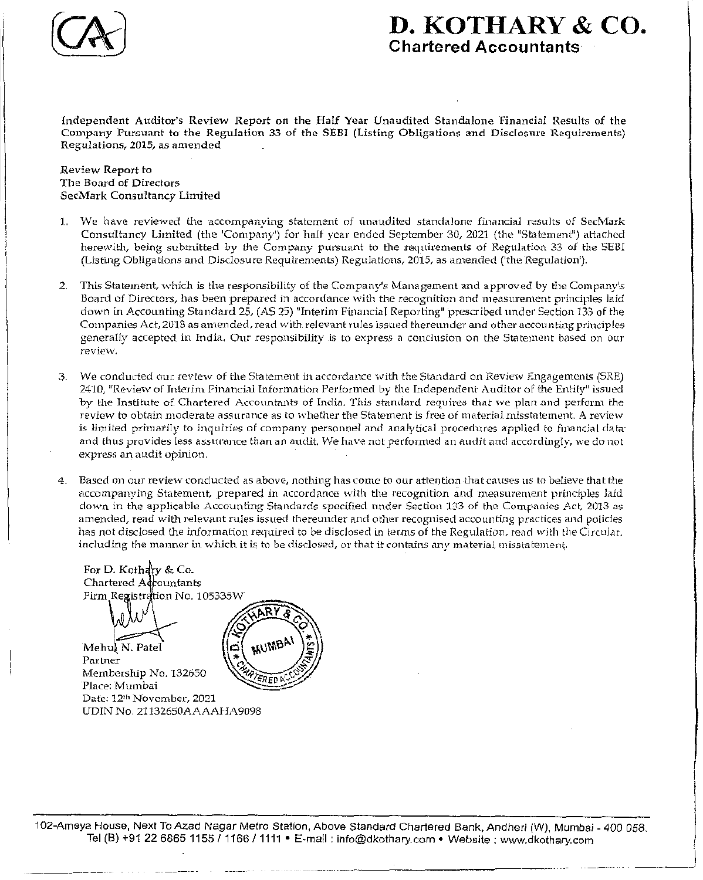# D. KOTHARY & CO.
**Chartered Accountants**

**Independent Auditor's Review Report on the Half Year Unaudited Standalone Financial Results of the Company Pursuant to the Regulation 33 of the SEBI (Listing Obligations and Disclosure Requirements) Regulations, 2015, as amended**

Review Report to
The Board of Directors
SecMark Consultancy Limited

1. We have reviewed the accompanying statement of unaudited standalone financial results of SecMark Consultancy Limited (the 'Company') for half year ended September 30, 2021 (the "Statement") attached herewith, being submitted by the Company pursuant to the requirements of Regulation 33 of the SEBI (Listing Obligations and Disclosure Requirements) Regulations, 2015, as amended ('the Regulation').

2. This Statement, which is the responsibility of the Company's Management and approved by the Company's Board of Directors, has been prepared in accordance with the recognition and measurement principles laid down in Accounting Standard 25, (AS 25) "Interim Financial Reporting" prescribed under Section 133 of the Companies Act, 2013 as amended, read with relevant rules issued thereunder and other accounting principles generally accepted in India. Our responsibility is to express a conclusion on the Statement based on our review.

3. We conducted our review of the Statement in accordance with the Standard on Review Engagements (SRE) 2410, "Review of Interim Financial Information Performed by the Independent Auditor of the Entity" issued by the Institute of Chartered Accountants of India. This standard requires that we plan and perform the review to obtain moderate assurance as to whether the Statement is free of material misstatement. A review is limited primarily to inquiries of company personnel and analytical procedures applied to financial data and thus provides less assurance than an audit. We have not performed an audit and accordingly, we do not express an audit opinion.

4. Based on our review conducted as above, nothing has come to our attention that causes us to believe that the accompanying Statement, prepared in accordance with the recognition and measurement principles laid down in the applicable Accounting Standards specified under Section 133 of the Companies Act, 2013 as amended, read with relevant rules issued thereunder and other recognised accounting practices and policies has not disclosed the information required to be disclosed in terms of the Regulation, read with the Circular, including the manner in which it is to be disclosed, or that it contains any material misstatement.

For D. Kothary & Co.
Chartered Accountants
Firm Registration No. 105335W

Mehul N. Patel
Partner
Membership No. 132650
Place: Mumbai
Date: 12th November, 2021
UDIN No. 21132650AAAAHA9098

102-Ameya House, Next To Azad Nagar Metro Station, Above Standard Chartered Bank, Andheri (W), Mumbai - 400 058.
Tel (B) +91 22 6865 1155 / 1166 / 1111 • E-mail : info@dkothary.com • Website : www.dkothary.com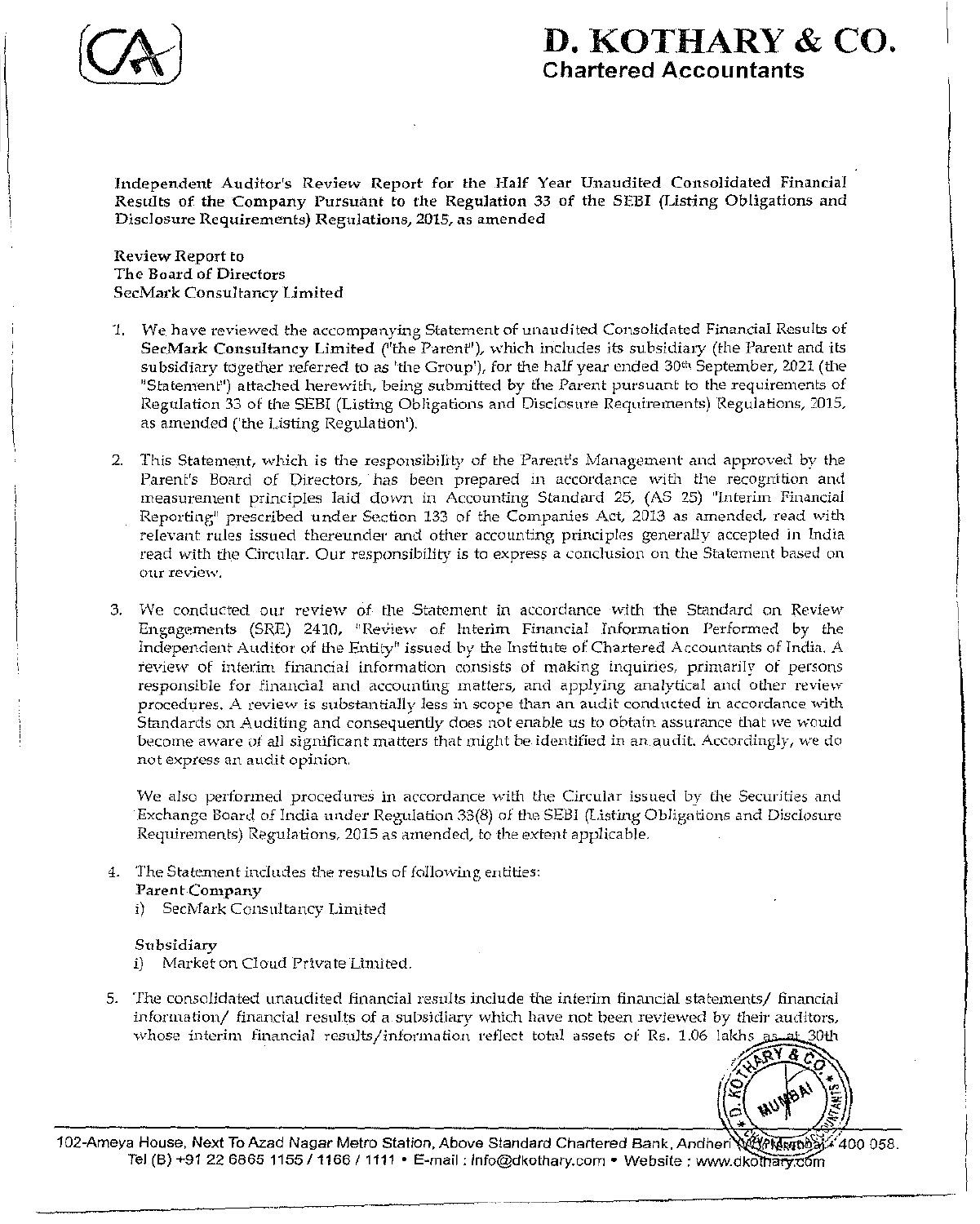# D. KOTHARY & CO.
## Chartered Accountants

**Independent Auditor's Review Report for the Half Year Unaudited Consolidated Financial Results of the Company Pursuant to the Regulation 33 of the SEBI (Listing Obligations and Disclosure Requirements) Regulations, 2015, as amended**

**Review Report to**
**The Board of Directors**
**SecMark Consultancy Limited**

1. We have reviewed the accompanying Statement of unaudited Consolidated Financial Results of **SecMark Consultancy Limited** ("the Parent"), which includes its subsidiary (the Parent and its subsidiary together referred to as 'the Group'), for the half year ended 30th September, 2021 (the "Statement") attached herewith, being submitted by the Parent pursuant to the requirements of Regulation 33 of the SEBI (Listing Obligations and Disclosure Requirements) Regulations, 2015, as amended ('the Listing Regulation').

2. This Statement, which is the responsibility of the Parent's Management and approved by the Parent's Board of Directors, has been prepared in accordance with the recognition and measurement principles laid down in Accounting Standard 25, (AS 25) "Interim Financial Reporting" prescribed under Section 133 of the Companies Act, 2013 as amended, read with relevant rules issued thereunder and other accounting principles generally accepted in India read with the Circular. Our responsibility is to express a conclusion on the Statement based on our review.

3. We conducted our review of the Statement in accordance with the Standard on Review Engagements (SRE) 2410, "Review of Interim Financial Information Performed by the Independent Auditor of the Entity" issued by the Institute of Chartered Accountants of India. A review of interim financial information consists of making inquiries, primarily of persons responsible for financial and accounting matters, and applying analytical and other review procedures. A review is substantially less in scope than an audit conducted in accordance with Standards on Auditing and consequently does not enable us to obtain assurance that we would become aware of all significant matters that might be identified in an audit. Accordingly, we do not express an audit opinion.

   We also performed procedures in accordance with the Circular issued by the Securities and Exchange Board of India under Regulation 33(8) of the SEBI (Listing Obligations and Disclosure Requirements) Regulations, 2015 as amended, to the extent applicable.

4. The Statement includes the results of following entities:

   **Parent Company**
   i) SecMark Consultancy Limited

   **Subsidiary**
   i) Market on Cloud Private Limited.

5. The consolidated unaudited financial results include the interim financial statements/ financial information/ financial results of a subsidiary which have not been reviewed by their auditors, whose interim financial results/information reflect total assets of Rs. 1.06 lakhs as at 30th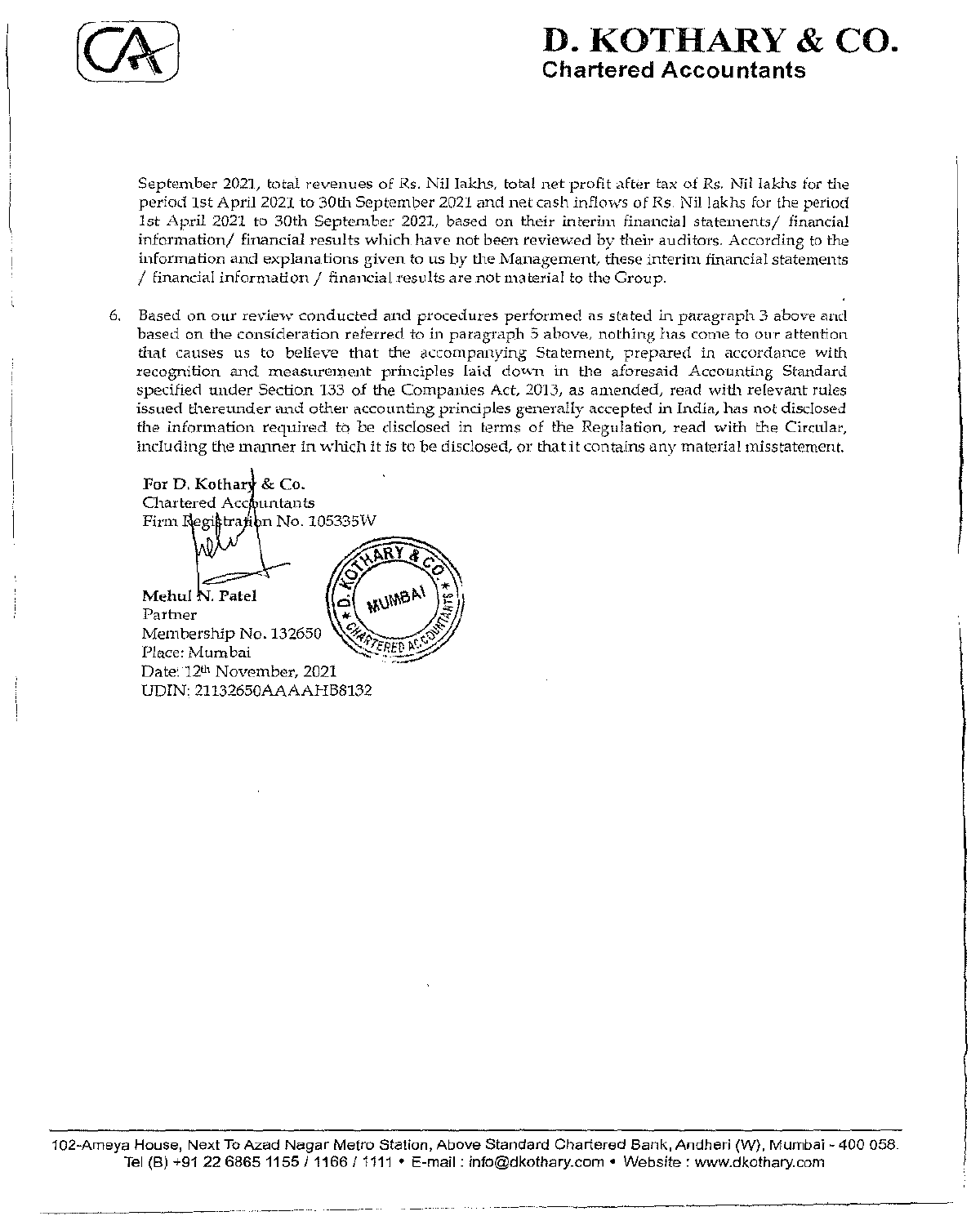September 2021, total revenues of Rs. Nil lakhs, total net profit after tax of Rs. Nil lakhs for the period 1st April 2021 to 30th September 2021 and net cash inflows of Rs. Nil lakhs for the period 1st April 2021 to 30th September 2021, based on their interim financial statements/ financial information/ financial results which have not been reviewed by their auditors. According to the information and explanations given to us by the Management, these interim financial statements / financial information / financial results are not material to the Group.

6. Based on our review conducted and procedures performed as stated in paragraph 3 above and based on the consideration referred to in paragraph 5 above, nothing has come to our attention that causes us to believe that the accompanying Statement, prepared in accordance with recognition and measurement principles laid down in the aforesaid Accounting Standard specified under Section 133 of the Companies Act, 2013, as amended, read with relevant rules issued thereunder and other accounting principles generally accepted in India, has not disclosed the information required to be disclosed in terms of the Regulation, read with the Circular, including the manner in which it is to be disclosed, or that it contains any material misstatement.

**For D. Kothary & Co.**
Chartered Accountants
Firm Registration No. 105335W

**Mehul N. Patel**
Partner
Membership No. 132650
Place: Mumbai
Date: 12th November, 2021
UDIN: 21132650AAAAHB8132